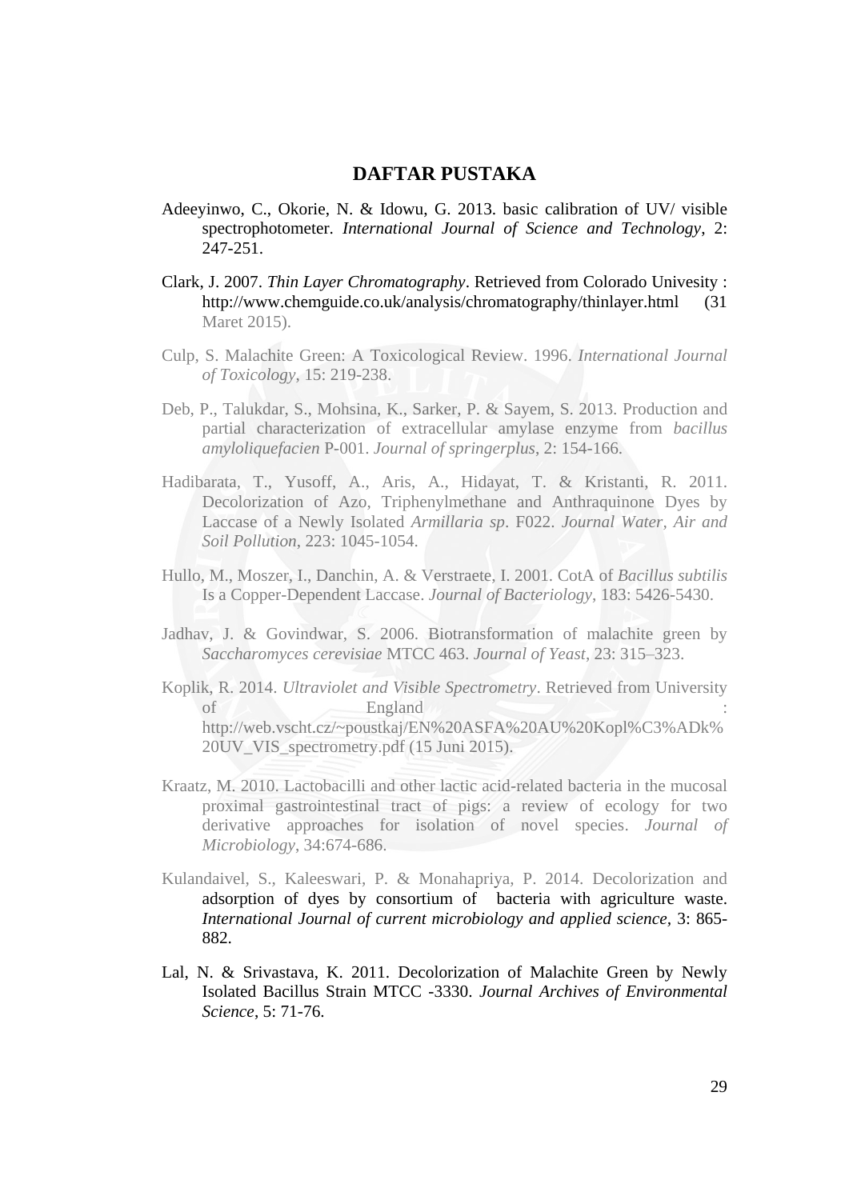# DAFTAR PUSTAKA

Adeeyinwo, C., Okorie, N. & Idowu, G. 2013. basic calibration of UV/ visible spectrophotometer. *International Journal of Science and Technology*, 2: 247-251.

Clark, J. 2007. *Thin Layer Chromatography*. Retrieved from Colorado Univesity : http://www.chemguide.co.uk/analysis/chromatography/thinlayer.html (31 Maret 2015).

Culp, S. Malachite Green: A Toxicological Review. 1996. *International Journal of Toxicology*, 15: 219-238.

Deb, P., Talukdar, S., Mohsina, K., Sarker, P. & Sayem, S. 2013. Production and partial characterization of extracellular amylase enzyme from *bacillus amyloliquefacien* P-001. *Journal of springerplus*, 2: 154-166.

Hadibarata, T., Yusoff, A., Aris, A., Hidayat, T. & Kristanti, R. 2011. Decolorization of Azo, Triphenylmethane and Anthraquinone Dyes by Laccase of a Newly Isolated *Armillaria sp*. F022. *Journal Water, Air and Soil Pollution*, 223: 1045-1054.

Hullo, M., Moszer, I., Danchin, A. & Verstraete, I. 2001. CotA of *Bacillus subtilis* Is a Copper-Dependent Laccase. *Journal of Bacteriology*, 183: 5426-5430.

Jadhav, J. & Govindwar, S. 2006. Biotransformation of malachite green by *Saccharomyces cerevisiae* MTCC 463. *Journal of Yeast*, 23: 315–323.

Koplik, R. 2014. *Ultraviolet and Visible Spectrometry*. Retrieved from University of England : http://web.vscht.cz/~poustkaj/EN%20ASFA%20AU%20Kopl%C3%ADk%20UV_VIS_spectrometry.pdf (15 Juni 2015).

Kraatz, M. 2010. Lactobacilli and other lactic acid-related bacteria in the mucosal proximal gastrointestinal tract of pigs: a review of ecology for two derivative approaches for isolation of novel species. *Journal of Microbiology*, 34:674-686.

Kulandaivel, S., Kaleeswari, P. & Monahapriya, P. 2014. Decolorization and adsorption of dyes by consortium of bacteria with agriculture waste. *International Journal of current microbiology and applied science*, 3: 865-882.

Lal, N. & Srivastava, K. 2011. Decolorization of Malachite Green by Newly Isolated Bacillus Strain MTCC -3330. *Journal Archives of Environmental Science*, 5: 71-76.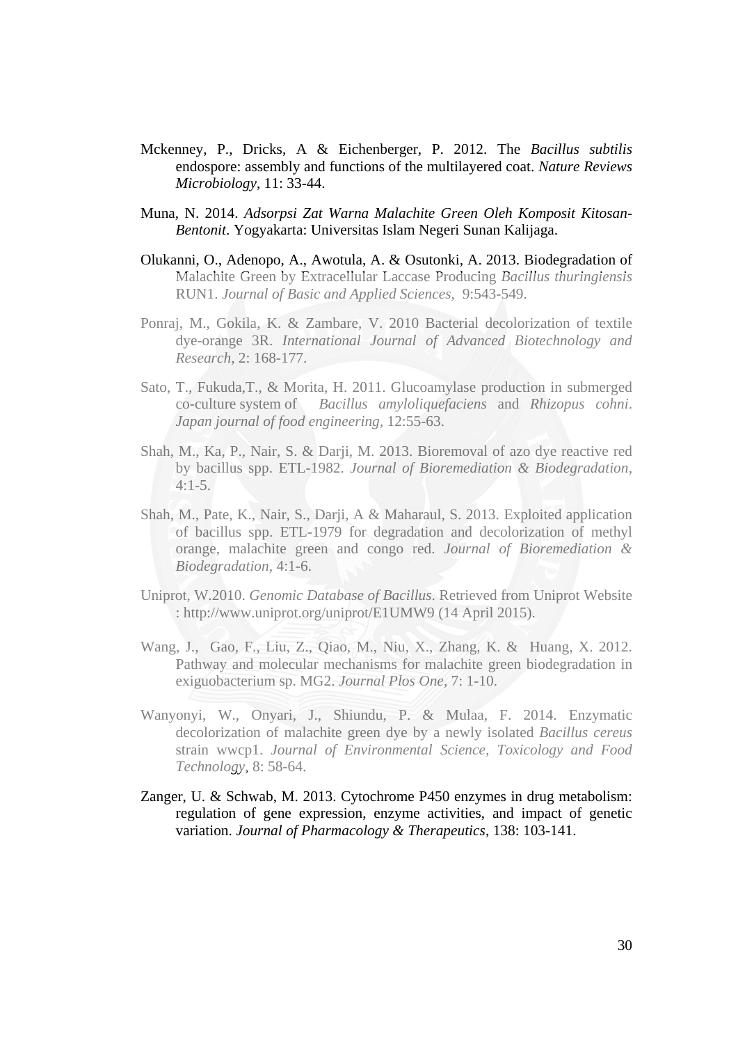Mckenney, P., Dricks, A & Eichenberger, P. 2012. The *Bacillus subtilis* endospore: assembly and functions of the multilayered coat. *Nature Reviews Microbiology*, 11: 33-44.

Muna, N. 2014. *Adsorpsi Zat Warna Malachite Green Oleh Komposit Kitosan-Bentonit*. Yogyakarta: Universitas Islam Negeri Sunan Kalijaga.

Olukanni, O., Adenopo, A., Awotula, A. & Osutonki, A. 2013. Biodegradation of Malachite Green by Extracellular Laccase Producing *Bacillus thuringiensis* RUN1. *Journal of Basic and Applied Sciences*, 9:543-549.

Ponraj, M., Gokila, K. & Zambare, V. 2010 Bacterial decolorization of textile dye-orange 3R. *International Journal of Advanced Biotechnology and Research*, 2: 168-177.

Sato, T., Fukuda,T., & Morita, H. 2011. Glucoamylase production in submerged co-culture system of *Bacillus amyloliquefaciens* and *Rhizopus cohni*. *Japan journal of food engineering*, 12:55-63.

Shah, M., Ka, P., Nair, S. & Darji, M. 2013. Bioremoval of azo dye reactive red by bacillus spp. ETL-1982. *Journal of Bioremediation & Biodegradation*, 4:1-5.

Shah, M., Pate, K., Nair, S., Darji, A & Maharaul, S. 2013. Exploited application of bacillus spp. ETL-1979 for degradation and decolorization of methyl orange, malachite green and congo red. *Journal of Bioremediation & Biodegradation*, 4:1-6.

Uniprot, W.2010. *Genomic Database of Bacillus*. Retrieved from Uniprot Website : http://www.uniprot.org/uniprot/E1UMW9 (14 April 2015).

Wang, J., Gao, F., Liu, Z., Qiao, M., Niu, X., Zhang, K. & Huang, X. 2012. Pathway and molecular mechanisms for malachite green biodegradation in exiguobacterium sp. MG2. *Journal Plos One*, 7: 1-10.

Wanyonyi, W., Onyari, J., Shiundu, P. & Mulaa, F. 2014. Enzymatic decolorization of malachite green dye by a newly isolated *Bacillus cereus* strain wwcp1. *Journal of Environmental Science, Toxicology and Food Technology*, 8: 58-64.

Zanger, U. & Schwab, M. 2013. Cytochrome P450 enzymes in drug metabolism: regulation of gene expression, enzyme activities, and impact of genetic variation. *Journal of Pharmacology & Therapeutics*, 138: 103-141.